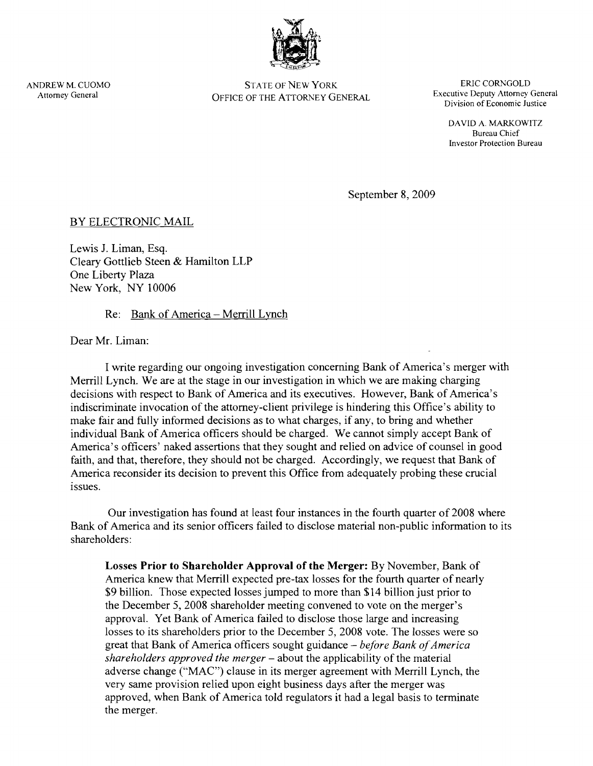ANDREW M. CUOMO
Attorney General

STATE OF NEW YORK
OFFICE OF THE ATTORNEY GENERAL

ERIC CORNGOLD
Executive Deputy Attorney General
Division of Economic Justice

DAVID A. MARKOWITZ
Bureau Chief
Investor Protection Bureau

September 8, 2009

BY ELECTRONIC MAIL

Lewis J. Liman, Esq.
Cleary Gottlieb Steen & Hamilton LLP
One Liberty Plaza
New York, NY 10006

Re: Bank of America – Merrill Lynch

Dear Mr. Liman:

I write regarding our ongoing investigation concerning Bank of America's merger with Merrill Lynch. We are at the stage in our investigation in which we are making charging decisions with respect to Bank of America and its executives. However, Bank of America's indiscriminate invocation of the attorney-client privilege is hindering this Office's ability to make fair and fully informed decisions as to what charges, if any, to bring and whether individual Bank of America officers should be charged. We cannot simply accept Bank of America's officers' naked assertions that they sought and relied on advice of counsel in good faith, and that, therefore, they should not be charged. Accordingly, we request that Bank of America reconsider its decision to prevent this Office from adequately probing these crucial issues.

Our investigation has found at least four instances in the fourth quarter of 2008 where Bank of America and its senior officers failed to disclose material non-public information to its shareholders:

**Losses Prior to Shareholder Approval of the Merger:** By November, Bank of America knew that Merrill expected pre-tax losses for the fourth quarter of nearly $9 billion. Those expected losses jumped to more than $14 billion just prior to the December 5, 2008 shareholder meeting convened to vote on the merger's approval. Yet Bank of America failed to disclose those large and increasing losses to its shareholders prior to the December 5, 2008 vote. The losses were so great that Bank of America officers sought guidance – *before Bank of America shareholders approved the merger* – about the applicability of the material adverse change ("MAC") clause in its merger agreement with Merrill Lynch, the very same provision relied upon eight business days after the merger was approved, when Bank of America told regulators it had a legal basis to terminate the merger.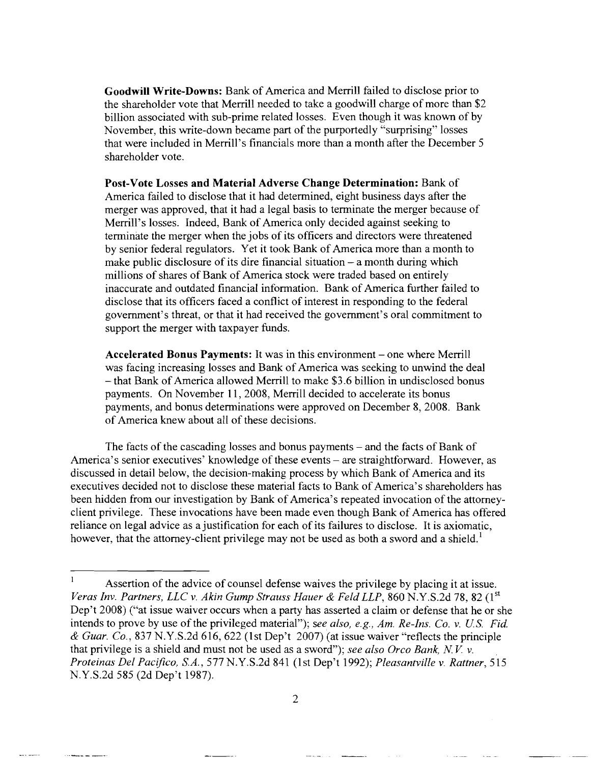**Goodwill Write-Downs:** Bank of America and Merrill failed to disclose prior to the shareholder vote that Merrill needed to take a goodwill charge of more than $2 billion associated with sub-prime related losses. Even though it was known of by November, this write-down became part of the purportedly "surprising" losses that were included in Merrill's financials more than a month after the December 5 shareholder vote.

**Post-Vote Losses and Material Adverse Change Determination:** Bank of America failed to disclose that it had determined, eight business days after the merger was approved, that it had a legal basis to terminate the merger because of Merrill's losses. Indeed, Bank of America only decided against seeking to terminate the merger when the jobs of its officers and directors were threatened by senior federal regulators. Yet it took Bank of America more than a month to make public disclosure of its dire financial situation – a month during which millions of shares of Bank of America stock were traded based on entirely inaccurate and outdated financial information. Bank of America further failed to disclose that its officers faced a conflict of interest in responding to the federal government's threat, or that it had received the government's oral commitment to support the merger with taxpayer funds.

**Accelerated Bonus Payments:** It was in this environment – one where Merrill was facing increasing losses and Bank of America was seeking to unwind the deal – that Bank of America allowed Merrill to make $3.6 billion in undisclosed bonus payments. On November 11, 2008, Merrill decided to accelerate its bonus payments, and bonus determinations were approved on December 8, 2008. Bank of America knew about all of these decisions.

The facts of the cascading losses and bonus payments – and the facts of Bank of America's senior executives' knowledge of these events – are straightforward. However, as discussed in detail below, the decision-making process by which Bank of America and its executives decided not to disclose these material facts to Bank of America's shareholders has been hidden from our investigation by Bank of America's repeated invocation of the attorney-client privilege. These invocations have been made even though Bank of America has offered reliance on legal advice as a justification for each of its failures to disclose. It is axiomatic, however, that the attorney-client privilege may not be used as both a sword and a shield.[1]

---

[1] Assertion of the advice of counsel defense waives the privilege by placing it at issue. *Veras Inv. Partners, LLC v. Akin Gump Strauss Hauer & Feld LLP*, 860 N.Y.S.2d 78, 82 (1st Dep't 2008) ("at issue waiver occurs when a party has asserted a claim or defense that he or she intends to prove by use of the privileged material"); *see also, e.g., Am. Re-Ins. Co. v. U.S. Fid. & Guar. Co.*, 837 N.Y.S.2d 616, 622 (1st Dep't 2007) (at issue waiver "reflects the principle that privilege is a shield and must not be used as a sword"); *see also Orco Bank, N.V. v. Proteinas Del Pacifico, S.A.*, 577 N.Y.S.2d 841 (1st Dep't 1992); *Pleasantville v. Rattner*, 515 N.Y.S.2d 585 (2d Dep't 1987).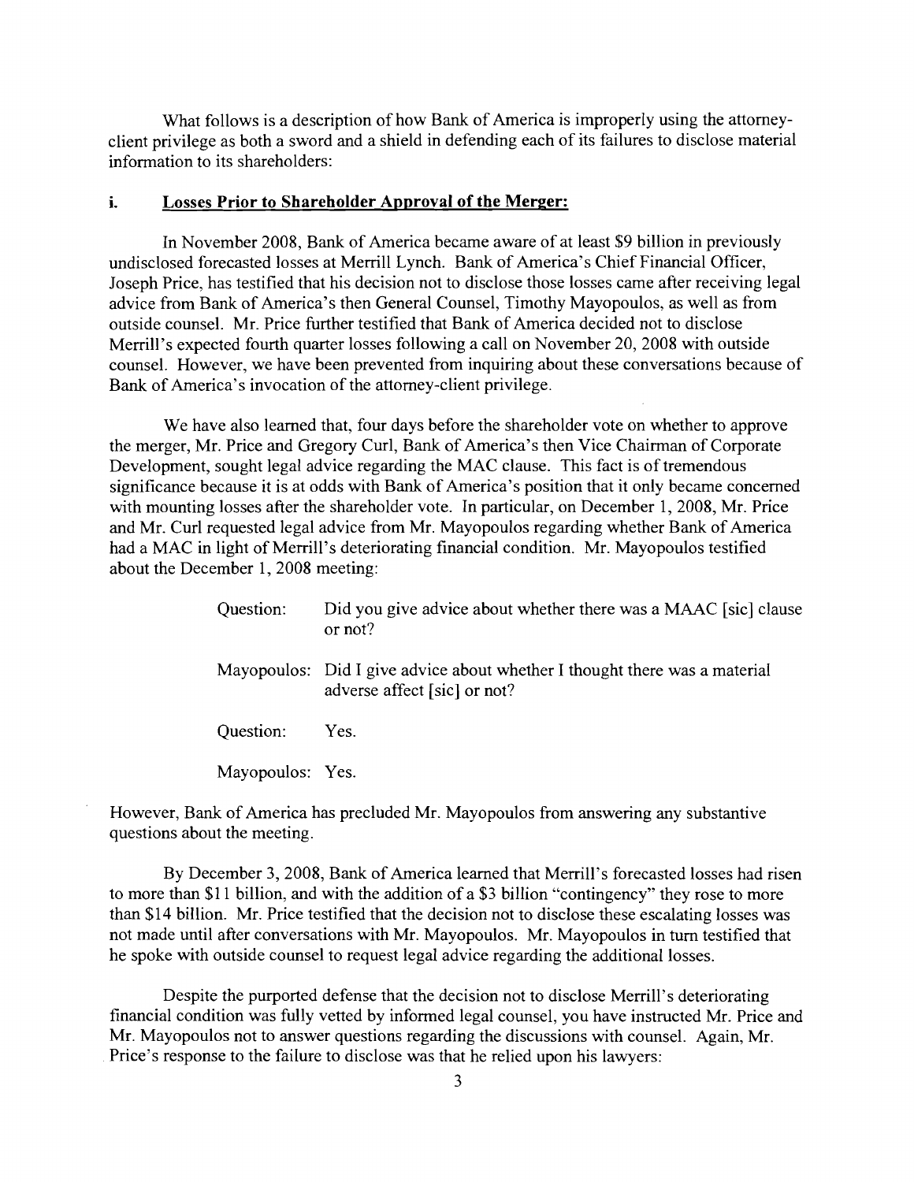What follows is a description of how Bank of America is improperly using the attorney-client privilege as both a sword and a shield in defending each of its failures to disclose material information to its shareholders:

### i. Losses Prior to Shareholder Approval of the Merger:

In November 2008, Bank of America became aware of at least $9 billion in previously undisclosed forecasted losses at Merrill Lynch. Bank of America's Chief Financial Officer, Joseph Price, has testified that his decision not to disclose those losses came after receiving legal advice from Bank of America's then General Counsel, Timothy Mayopoulos, as well as from outside counsel. Mr. Price further testified that Bank of America decided not to disclose Merrill's expected fourth quarter losses following a call on November 20, 2008 with outside counsel. However, we have been prevented from inquiring about these conversations because of Bank of America's invocation of the attorney-client privilege.

We have also learned that, four days before the shareholder vote on whether to approve the merger, Mr. Price and Gregory Curl, Bank of America's then Vice Chairman of Corporate Development, sought legal advice regarding the MAC clause. This fact is of tremendous significance because it is at odds with Bank of America's position that it only became concerned with mounting losses after the shareholder vote. In particular, on December 1, 2008, Mr. Price and Mr. Curl requested legal advice from Mr. Mayopoulos regarding whether Bank of America had a MAC in light of Merrill's deteriorating financial condition. Mr. Mayopoulos testified about the December 1, 2008 meeting:

> Question: Did you give advice about whether there was a MAAC [sic] clause or not?
>
> Mayopoulos: Did I give advice about whether I thought there was a material adverse affect [sic] or not?
>
> Question: Yes.
>
> Mayopoulos: Yes.

However, Bank of America has precluded Mr. Mayopoulos from answering any substantive questions about the meeting.

By December 3, 2008, Bank of America learned that Merrill's forecasted losses had risen to more than $11 billion, and with the addition of a $3 billion "contingency" they rose to more than $14 billion. Mr. Price testified that the decision not to disclose these escalating losses was not made until after conversations with Mr. Mayopoulos. Mr. Mayopoulos in turn testified that he spoke with outside counsel to request legal advice regarding the additional losses.

Despite the purported defense that the decision not to disclose Merrill's deteriorating financial condition was fully vetted by informed legal counsel, you have instructed Mr. Price and Mr. Mayopoulos not to answer questions regarding the discussions with counsel. Again, Mr. Price's response to the failure to disclose was that he relied upon his lawyers: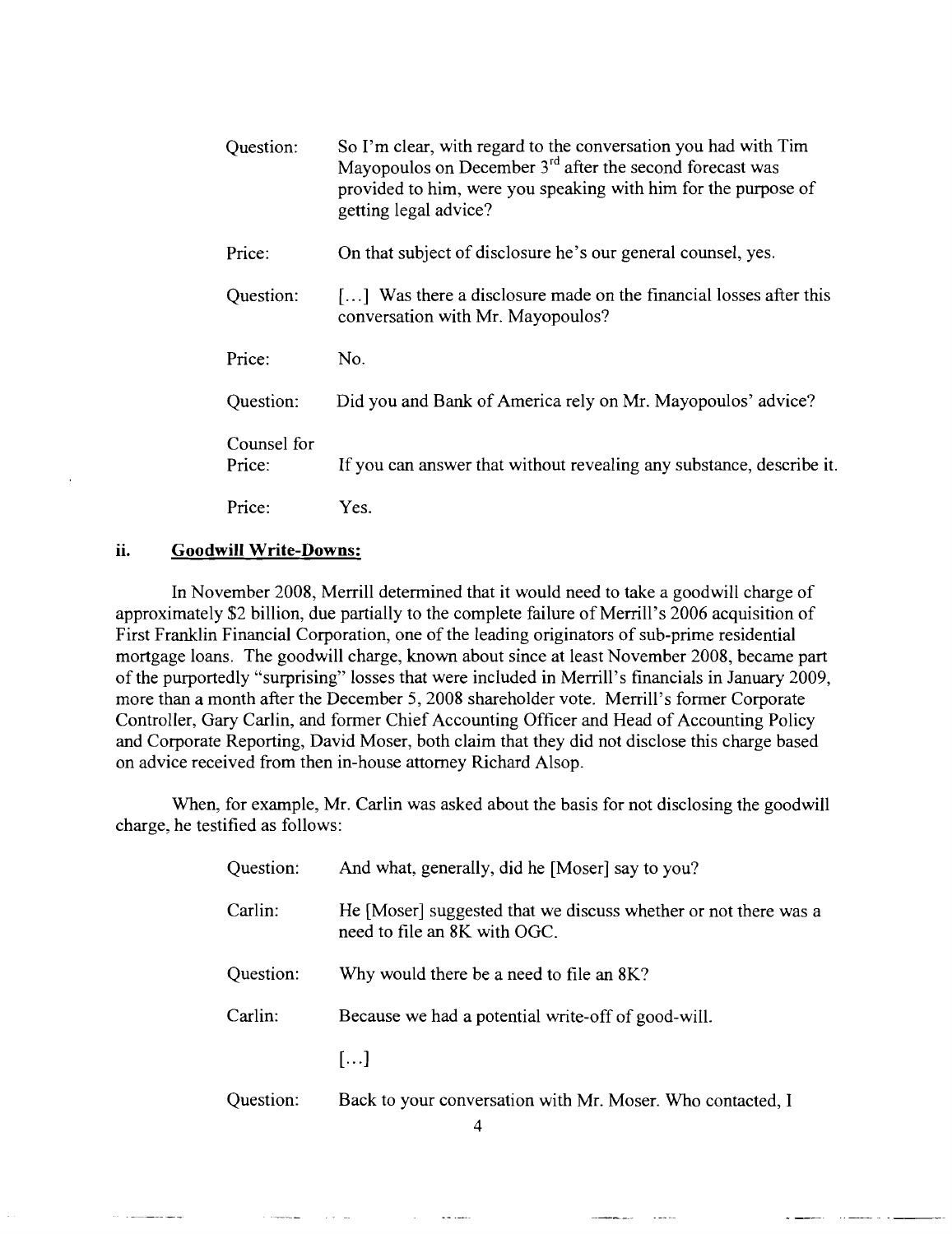| | |
|---|---|
| Question: | So I'm clear, with regard to the conversation you had with Tim Mayopoulos on December 3rd after the second forecast was provided to him, were you speaking with him for the purpose of getting legal advice? |
| Price: | On that subject of disclosure he's our general counsel, yes. |
| Question: | [...] Was there a disclosure made on the financial losses after this conversation with Mr. Mayopoulos? |
| Price: | No. |
| Question: | Did you and Bank of America rely on Mr. Mayopoulos' advice? |
| Counsel for Price: | If you can answer that without revealing any substance, describe it. |
| Price: | Yes. |

### ii. Goodwill Write-Downs:

In November 2008, Merrill determined that it would need to take a goodwill charge of approximately $2 billion, due partially to the complete failure of Merrill's 2006 acquisition of First Franklin Financial Corporation, one of the leading originators of sub-prime residential mortgage loans. The goodwill charge, known about since at least November 2008, became part of the purportedly "surprising" losses that were included in Merrill's financials in January 2009, more than a month after the December 5, 2008 shareholder vote. Merrill's former Corporate Controller, Gary Carlin, and former Chief Accounting Officer and Head of Accounting Policy and Corporate Reporting, David Moser, both claim that they did not disclose this charge based on advice received from then in-house attorney Richard Alsop.

When, for example, Mr. Carlin was asked about the basis for not disclosing the goodwill charge, he testified as follows:

| | |
|---|---|
| Question: | And what, generally, did he [Moser] say to you? |
| Carlin: | He [Moser] suggested that we discuss whether or not there was a need to file an 8K with OGC. |
| Question: | Why would there be a need to file an 8K? |
| Carlin: | Because we had a potential write-off of good-will. |
| | [...] |
| Question: | Back to your conversation with Mr. Moser. Who contacted, I |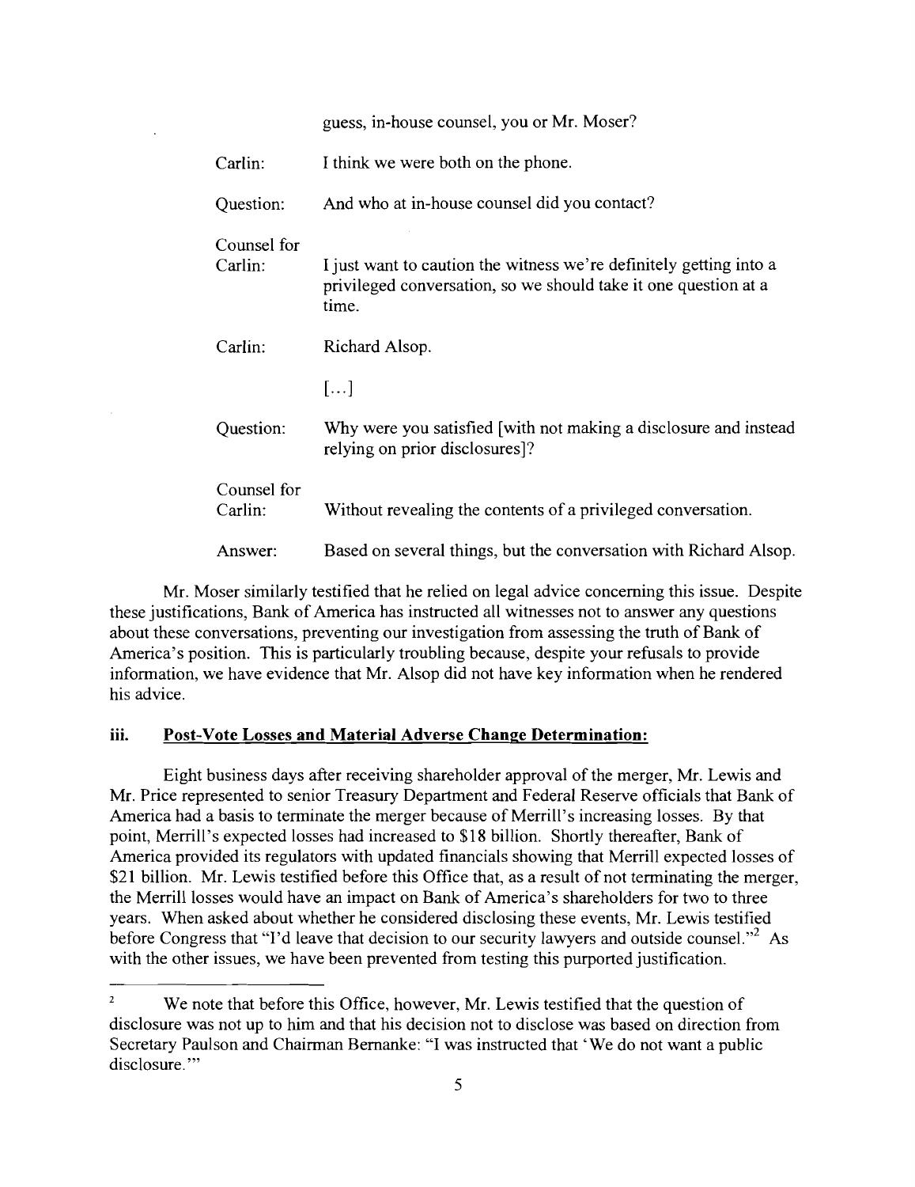guess, in-house counsel, you or Mr. Moser?

Carlin: I think we were both on the phone.

Question: And who at in-house counsel did you contact?

Counsel for Carlin: I just want to caution the witness we're definitely getting into a privileged conversation, so we should take it one question at a time.

Carlin: Richard Alsop.

[...]

Question: Why were you satisfied [with not making a disclosure and instead relying on prior disclosures]?

Counsel for Carlin: Without revealing the contents of a privileged conversation.

Answer: Based on several things, but the conversation with Richard Alsop.

Mr. Moser similarly testified that he relied on legal advice concerning this issue. Despite these justifications, Bank of America has instructed all witnesses not to answer any questions about these conversations, preventing our investigation from assessing the truth of Bank of America's position. This is particularly troubling because, despite your refusals to provide information, we have evidence that Mr. Alsop did not have key information when he rendered his advice.

### iii. Post-Vote Losses and Material Adverse Change Determination:

Eight business days after receiving shareholder approval of the merger, Mr. Lewis and Mr. Price represented to senior Treasury Department and Federal Reserve officials that Bank of America had a basis to terminate the merger because of Merrill's increasing losses. By that point, Merrill's expected losses had increased to $18 billion. Shortly thereafter, Bank of America provided its regulators with updated financials showing that Merrill expected losses of $21 billion. Mr. Lewis testified before this Office that, as a result of not terminating the merger, the Merrill losses would have an impact on Bank of America's shareholders for two to three years. When asked about whether he considered disclosing these events, Mr. Lewis testified before Congress that "I'd leave that decision to our security lawyers and outside counsel."[2] As with the other issues, we have been prevented from testing this purported justification.

---

[2] We note that before this Office, however, Mr. Lewis testified that the question of disclosure was not up to him and that his decision not to disclose was based on direction from Secretary Paulson and Chairman Bernanke: "I was instructed that 'We do not want a public disclosure.'"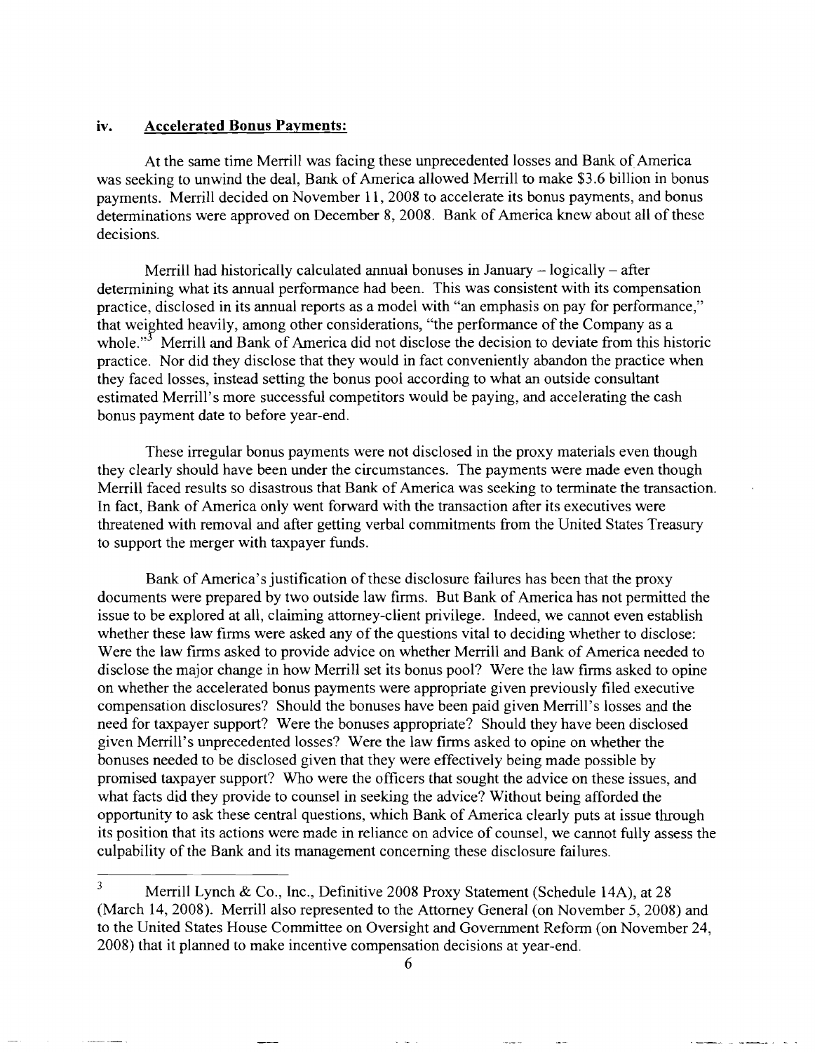### iv. Accelerated Bonus Payments:

At the same time Merrill was facing these unprecedented losses and Bank of America was seeking to unwind the deal, Bank of America allowed Merrill to make $3.6 billion in bonus payments. Merrill decided on November 11, 2008 to accelerate its bonus payments, and bonus determinations were approved on December 8, 2008. Bank of America knew about all of these decisions.

Merrill had historically calculated annual bonuses in January – logically – after determining what its annual performance had been. This was consistent with its compensation practice, disclosed in its annual reports as a model with "an emphasis on pay for performance," that weighted heavily, among other considerations, "the performance of the Company as a whole."[3] Merrill and Bank of America did not disclose the decision to deviate from this historic practice. Nor did they disclose that they would in fact conveniently abandon the practice when they faced losses, instead setting the bonus pool according to what an outside consultant estimated Merrill's more successful competitors would be paying, and accelerating the cash bonus payment date to before year-end.

These irregular bonus payments were not disclosed in the proxy materials even though they clearly should have been under the circumstances. The payments were made even though Merrill faced results so disastrous that Bank of America was seeking to terminate the transaction. In fact, Bank of America only went forward with the transaction after its executives were threatened with removal and after getting verbal commitments from the United States Treasury to support the merger with taxpayer funds.

Bank of America's justification of these disclosure failures has been that the proxy documents were prepared by two outside law firms. But Bank of America has not permitted the issue to be explored at all, claiming attorney-client privilege. Indeed, we cannot even establish whether these law firms were asked any of the questions vital to deciding whether to disclose: Were the law firms asked to provide advice on whether Merrill and Bank of America needed to disclose the major change in how Merrill set its bonus pool? Were the law firms asked to opine on whether the accelerated bonus payments were appropriate given previously filed executive compensation disclosures? Should the bonuses have been paid given Merrill's losses and the need for taxpayer support? Were the bonuses appropriate? Should they have been disclosed given Merrill's unprecedented losses? Were the law firms asked to opine on whether the bonuses needed to be disclosed given that they were effectively being made possible by promised taxpayer support? Who were the officers that sought the advice on these issues, and what facts did they provide to counsel in seeking the advice? Without being afforded the opportunity to ask these central questions, which Bank of America clearly puts at issue through its position that its actions were made in reliance on advice of counsel, we cannot fully assess the culpability of the Bank and its management concerning these disclosure failures.

---

[3] Merrill Lynch & Co., Inc., Definitive 2008 Proxy Statement (Schedule 14A), at 28 (March 14, 2008). Merrill also represented to the Attorney General (on November 5, 2008) and to the United States House Committee on Oversight and Government Reform (on November 24, 2008) that it planned to make incentive compensation decisions at year-end.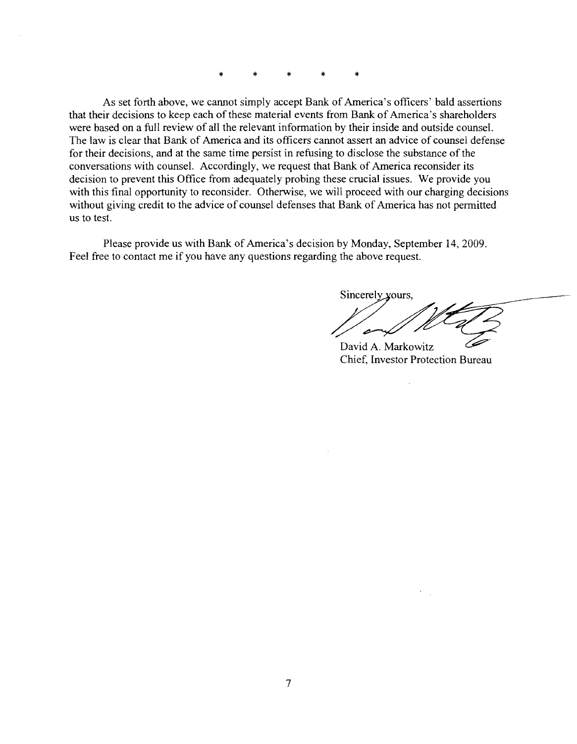\*     \*     \*     \*     \*

As set forth above, we cannot simply accept Bank of America's officers' bald assertions that their decisions to keep each of these material events from Bank of America's shareholders were based on a full review of all the relevant information by their inside and outside counsel. The law is clear that Bank of America and its officers cannot assert an advice of counsel defense for their decisions, and at the same time persist in refusing to disclose the substance of the conversations with counsel. Accordingly, we request that Bank of America reconsider its decision to prevent this Office from adequately probing these crucial issues. We provide you with this final opportunity to reconsider. Otherwise, we will proceed with our charging decisions without giving credit to the advice of counsel defenses that Bank of America has not permitted us to test.

Please provide us with Bank of America's decision by Monday, September 14, 2009. Feel free to contact me if you have any questions regarding the above request.

Sincerely yours,

David A. Markowitz
Chief, Investor Protection Bureau